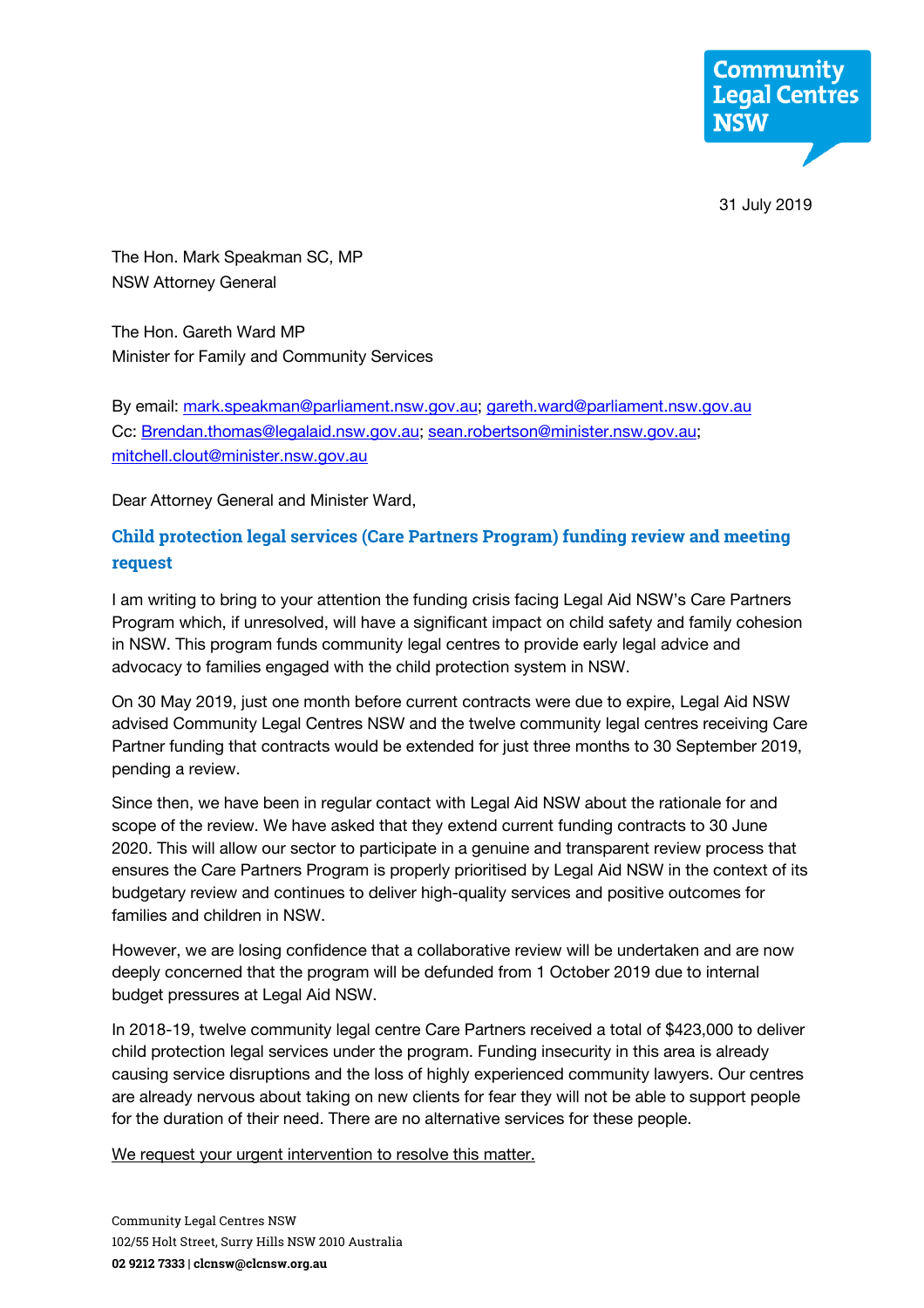Community Legal Centres NSW

31 July 2019

The Hon. Mark Speakman SC, MP
NSW Attorney General

The Hon. Gareth Ward MP
Minister for Family and Community Services

By email: mark.speakman@parliament.nsw.gov.au; gareth.ward@parliament.nsw.gov.au
Cc: Brendan.thomas@legalaid.nsw.gov.au; sean.robertson@minister.nsw.gov.au; mitchell.clout@minister.nsw.gov.au

Dear Attorney General and Minister Ward,

## Child protection legal services (Care Partners Program) funding review and meeting request

I am writing to bring to your attention the funding crisis facing Legal Aid NSW's Care Partners Program which, if unresolved, will have a significant impact on child safety and family cohesion in NSW. This program funds community legal centres to provide early legal advice and advocacy to families engaged with the child protection system in NSW.

On 30 May 2019, just one month before current contracts were due to expire, Legal Aid NSW advised Community Legal Centres NSW and the twelve community legal centres receiving Care Partner funding that contracts would be extended for just three months to 30 September 2019, pending a review.

Since then, we have been in regular contact with Legal Aid NSW about the rationale for and scope of the review. We have asked that they extend current funding contracts to 30 June 2020. This will allow our sector to participate in a genuine and transparent review process that ensures the Care Partners Program is properly prioritised by Legal Aid NSW in the context of its budgetary review and continues to deliver high-quality services and positive outcomes for families and children in NSW.

However, we are losing confidence that a collaborative review will be undertaken and are now deeply concerned that the program will be defunded from 1 October 2019 due to internal budget pressures at Legal Aid NSW.

In 2018-19, twelve community legal centre Care Partners received a total of $423,000 to deliver child protection legal services under the program. Funding insecurity in this area is already causing service disruptions and the loss of highly experienced community lawyers. Our centres are already nervous about taking on new clients for fear they will not be able to support people for the duration of their need. There are no alternative services for these people.

We request your urgent intervention to resolve this matter.

Community Legal Centres NSW
102/55 Holt Street, Surry Hills NSW 2010 Australia
**02 9212 7333 | clcnsw@clcnsw.org.au**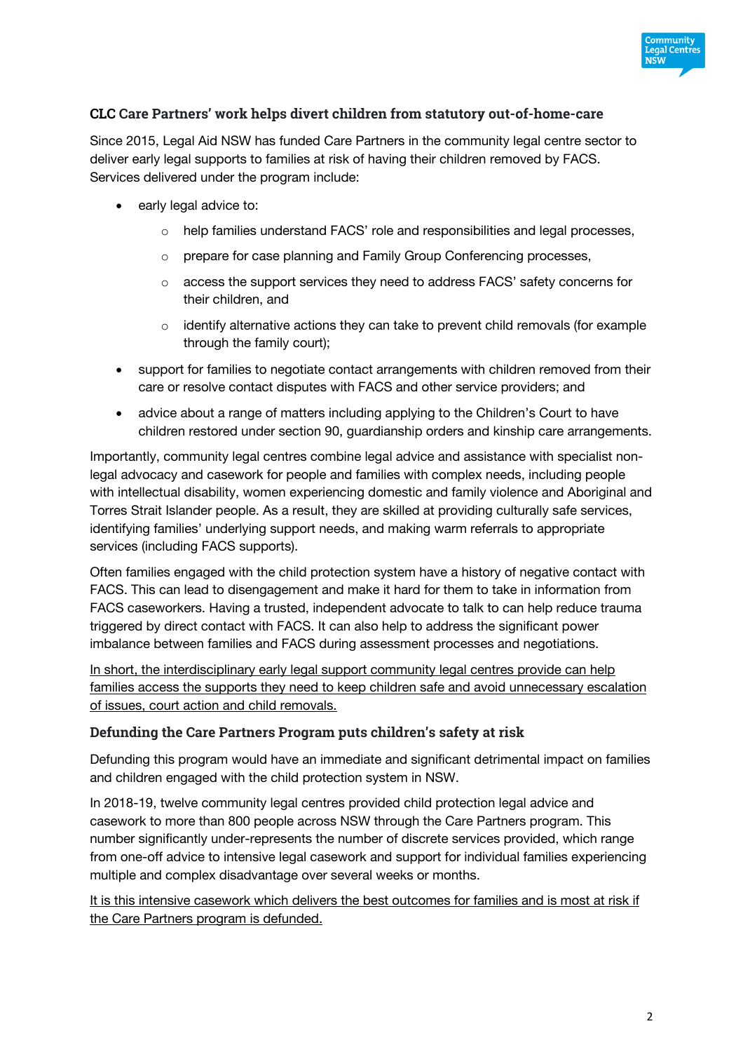### CLC Care Partners' work helps divert children from statutory out-of-home-care

Since 2015, Legal Aid NSW has funded Care Partners in the community legal centre sector to deliver early legal supports to families at risk of having their children removed by FACS. Services delivered under the program include:

- early legal advice to:
  - help families understand FACS' role and responsibilities and legal processes,
  - prepare for case planning and Family Group Conferencing processes,
  - access the support services they need to address FACS' safety concerns for their children, and
  - identify alternative actions they can take to prevent child removals (for example through the family court);
- support for families to negotiate contact arrangements with children removed from their care or resolve contact disputes with FACS and other service providers; and
- advice about a range of matters including applying to the Children's Court to have children restored under section 90, guardianship orders and kinship care arrangements.

Importantly, community legal centres combine legal advice and assistance with specialist non-legal advocacy and casework for people and families with complex needs, including people with intellectual disability, women experiencing domestic and family violence and Aboriginal and Torres Strait Islander people. As a result, they are skilled at providing culturally safe services, identifying families' underlying support needs, and making warm referrals to appropriate services (including FACS supports).

Often families engaged with the child protection system have a history of negative contact with FACS. This can lead to disengagement and make it hard for them to take in information from FACS caseworkers. Having a trusted, independent advocate to talk to can help reduce trauma triggered by direct contact with FACS. It can also help to address the significant power imbalance between families and FACS during assessment processes and negotiations.

<u>In short, the interdisciplinary early legal support community legal centres provide can help families access the supports they need to keep children safe and avoid unnecessary escalation of issues, court action and child removals.</u>

### Defunding the Care Partners Program puts children's safety at risk

Defunding this program would have an immediate and significant detrimental impact on families and children engaged with the child protection system in NSW.

In 2018-19, twelve community legal centres provided child protection legal advice and casework to more than 800 people across NSW through the Care Partners program. This number significantly under-represents the number of discrete services provided, which range from one-off advice to intensive legal casework and support for individual families experiencing multiple and complex disadvantage over several weeks or months.

<u>It is this intensive casework which delivers the best outcomes for families and is most at risk if the Care Partners program is defunded.</u>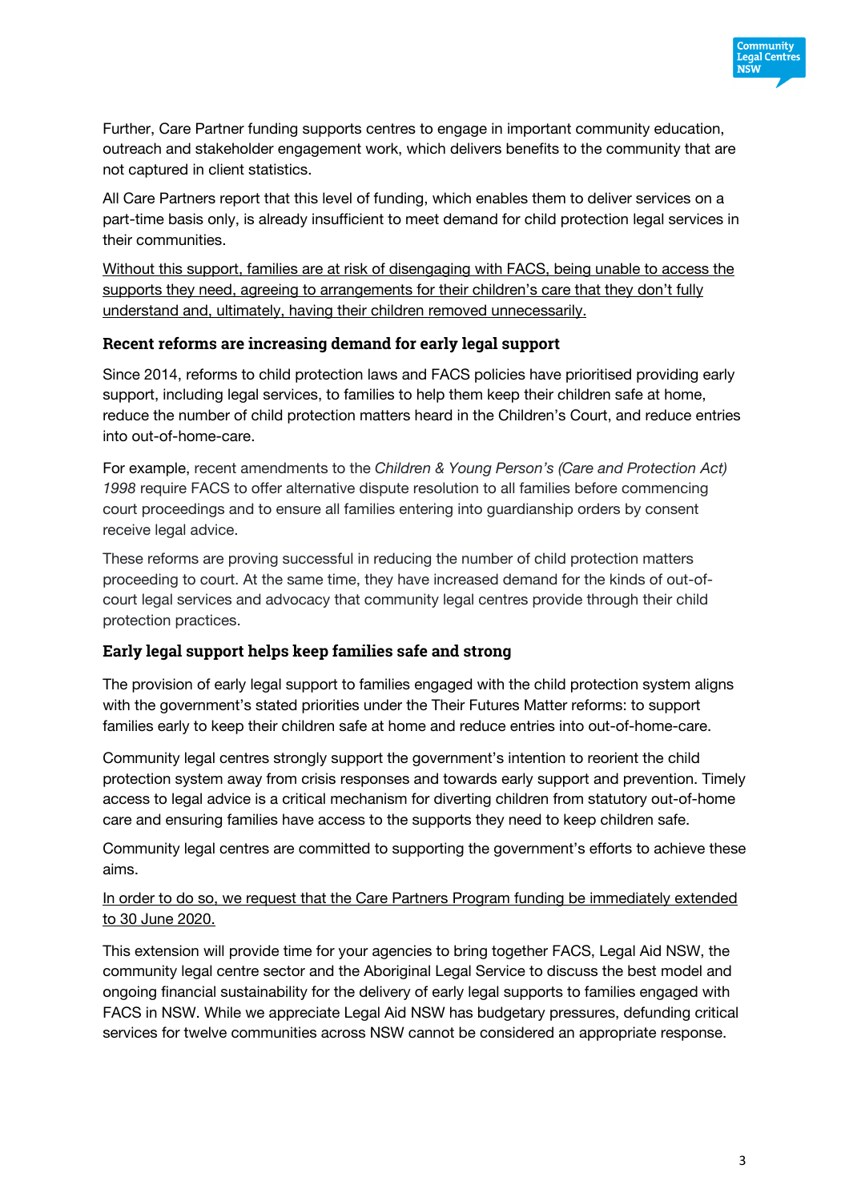Further, Care Partner funding supports centres to engage in important community education, outreach and stakeholder engagement work, which delivers benefits to the community that are not captured in client statistics.

All Care Partners report that this level of funding, which enables them to deliver services on a part-time basis only, is already insufficient to meet demand for child protection legal services in their communities.

<u>Without this support, families are at risk of disengaging with FACS, being unable to access the supports they need, agreeing to arrangements for their children's care that they don't fully understand and, ultimately, having their children removed unnecessarily.</u>

### Recent reforms are increasing demand for early legal support

Since 2014, reforms to child protection laws and FACS policies have prioritised providing early support, including legal services, to families to help them keep their children safe at home, reduce the number of child protection matters heard in the Children's Court, and reduce entries into out-of-home-care.

For example, recent amendments to the *Children & Young Person's (Care and Protection Act) 1998* require FACS to offer alternative dispute resolution to all families before commencing court proceedings and to ensure all families entering into guardianship orders by consent receive legal advice.

These reforms are proving successful in reducing the number of child protection matters proceeding to court. At the same time, they have increased demand for the kinds of out-of-court legal services and advocacy that community legal centres provide through their child protection practices.

### Early legal support helps keep families safe and strong

The provision of early legal support to families engaged with the child protection system aligns with the government's stated priorities under the Their Futures Matter reforms: to support families early to keep their children safe at home and reduce entries into out-of-home-care.

Community legal centres strongly support the government's intention to reorient the child protection system away from crisis responses and towards early support and prevention. Timely access to legal advice is a critical mechanism for diverting children from statutory out-of-home care and ensuring families have access to the supports they need to keep children safe.

Community legal centres are committed to supporting the government's efforts to achieve these aims.

<u>In order to do so, we request that the Care Partners Program funding be immediately extended to 30 June 2020.</u>

This extension will provide time for your agencies to bring together FACS, Legal Aid NSW, the community legal centre sector and the Aboriginal Legal Service to discuss the best model and ongoing financial sustainability for the delivery of early legal supports to families engaged with FACS in NSW. While we appreciate Legal Aid NSW has budgetary pressures, defunding critical services for twelve communities across NSW cannot be considered an appropriate response.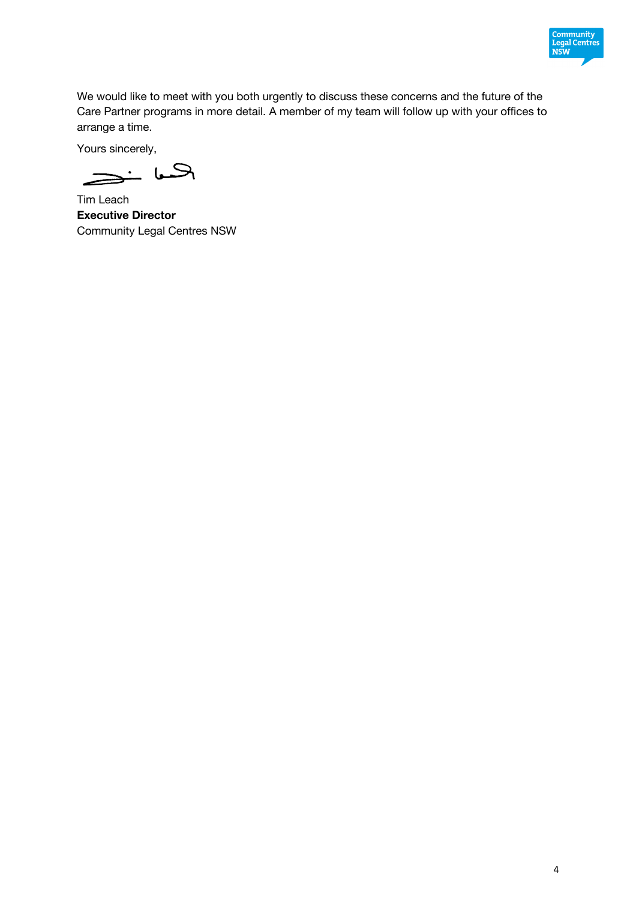We would like to meet with you both urgently to discuss these concerns and the future of the Care Partner programs in more detail. A member of my team will follow up with your offices to arrange a time.

Yours sincerely,

Tim Leach
**Executive Director**
Community Legal Centres NSW